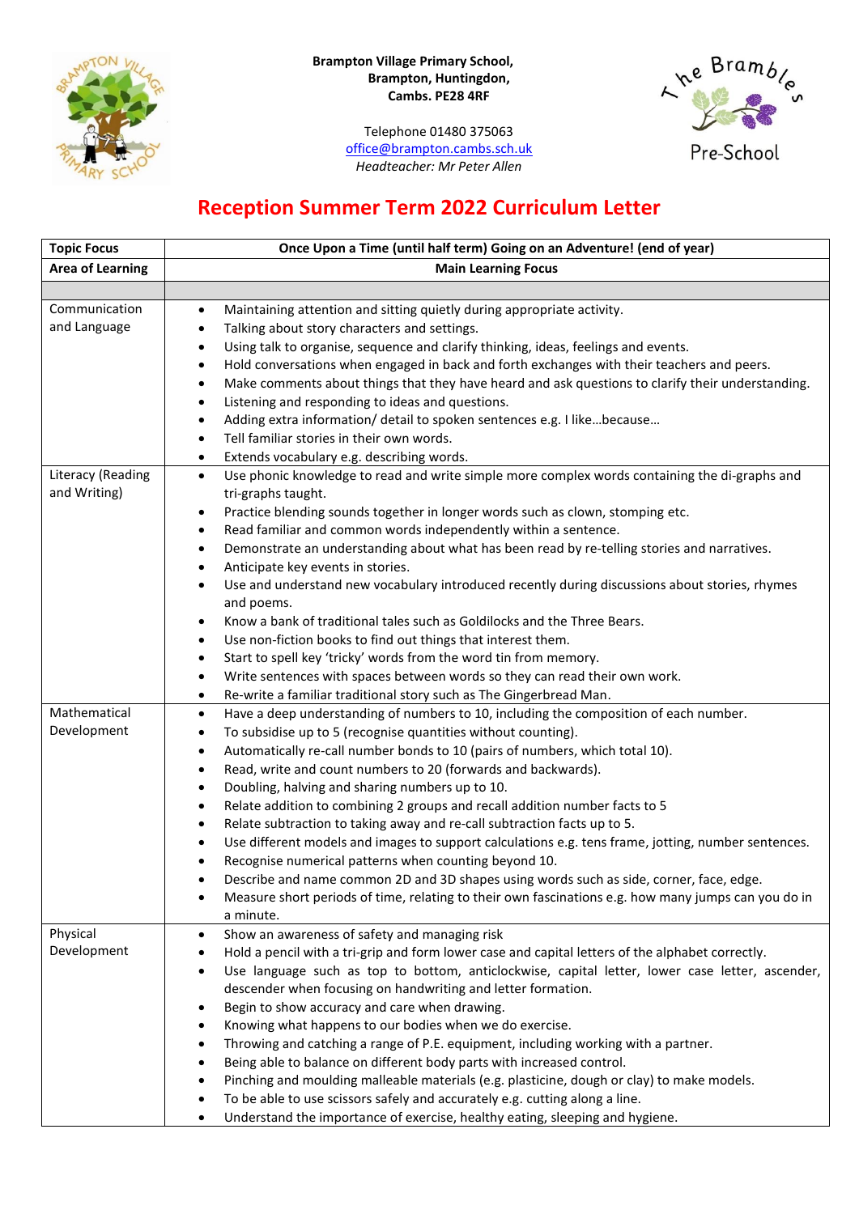**Brampton Village Primary School,**
**Brampton, Huntingdon,**
**Cambs. PE28 4RF**

Telephone 01480 375063
office@brampton.cambs.sch.uk
*Headteacher: Mr Peter Allen*

The Brambles Pre-School

# Reception Summer Term 2022 Curriculum Letter

| **Topic Focus** | **Once Upon a Time (until half term) Going on an Adventure! (end of year)** |
|---|---|
| **Area of Learning** | **Main Learning Focus** |
| | |
| Communication and Language | • Maintaining attention and sitting quietly during appropriate activity.<br>• Talking about story characters and settings.<br>• Using talk to organise, sequence and clarify thinking, ideas, feelings and events.<br>• Hold conversations when engaged in back and forth exchanges with their teachers and peers.<br>• Make comments about things that they have heard and ask questions to clarify their understanding.<br>• Listening and responding to ideas and questions.<br>• Adding extra information/ detail to spoken sentences e.g. I like…because…<br>• Tell familiar stories in their own words.<br>• Extends vocabulary e.g. describing words. |
| Literacy (Reading and Writing) | • Use phonic knowledge to read and write simple more complex words containing the di-graphs and tri-graphs taught.<br>• Practice blending sounds together in longer words such as clown, stomping etc.<br>• Read familiar and common words independently within a sentence.<br>• Demonstrate an understanding about what has been read by re-telling stories and narratives.<br>• Anticipate key events in stories.<br>• Use and understand new vocabulary introduced recently during discussions about stories, rhymes and poems.<br>• Know a bank of traditional tales such as Goldilocks and the Three Bears.<br>• Use non-fiction books to find out things that interest them.<br>• Start to spell key 'tricky' words from the word tin from memory.<br>• Write sentences with spaces between words so they can read their own work.<br>• Re-write a familiar traditional story such as The Gingerbread Man. |
| Mathematical Development | • Have a deep understanding of numbers to 10, including the composition of each number.<br>• To subsidise up to 5 (recognise quantities without counting).<br>• Automatically re-call number bonds to 10 (pairs of numbers, which total 10).<br>• Read, write and count numbers to 20 (forwards and backwards).<br>• Doubling, halving and sharing numbers up to 10.<br>• Relate addition to combining 2 groups and recall addition number facts to 5<br>• Relate subtraction to taking away and re-call subtraction facts up to 5.<br>• Use different models and images to support calculations e.g. tens frame, jotting, number sentences.<br>• Recognise numerical patterns when counting beyond 10.<br>• Describe and name common 2D and 3D shapes using words such as side, corner, face, edge.<br>• Measure short periods of time, relating to their own fascinations e.g. how many jumps can you do in a minute. |
| Physical Development | • Show an awareness of safety and managing risk<br>• Hold a pencil with a tri-grip and form lower case and capital letters of the alphabet correctly.<br>• Use language such as top to bottom, anticlockwise, capital letter, lower case letter, ascender, descender when focusing on handwriting and letter formation.<br>• Begin to show accuracy and care when drawing.<br>• Knowing what happens to our bodies when we do exercise.<br>• Throwing and catching a range of P.E. equipment, including working with a partner.<br>• Being able to balance on different body parts with increased control.<br>• Pinching and moulding malleable materials (e.g. plasticine, dough or clay) to make models.<br>• To be able to use scissors safely and accurately e.g. cutting along a line.<br>• Understand the importance of exercise, healthy eating, sleeping and hygiene. |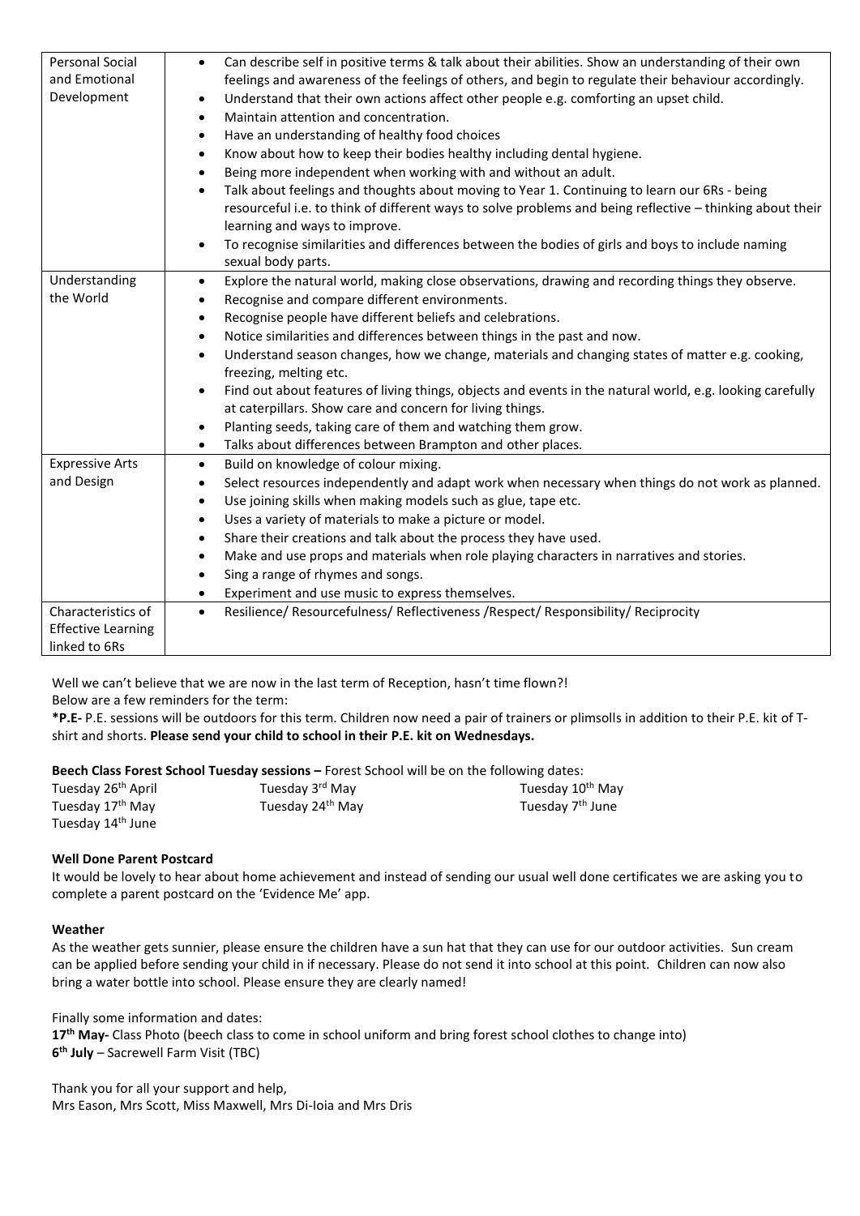| | |
|---|---|
| Personal Social and Emotional Development | • Can describe self in positive terms & talk about their abilities. Show an understanding of their own feelings and awareness of the feelings of others, and begin to regulate their behaviour accordingly.<br>• Understand that their own actions affect other people e.g. comforting an upset child.<br>• Maintain attention and concentration.<br>• Have an understanding of healthy food choices<br>• Know about how to keep their bodies healthy including dental hygiene.<br>• Being more independent when working with and without an adult.<br>• Talk about feelings and thoughts about moving to Year 1. Continuing to learn our 6Rs - being resourceful i.e. to think of different ways to solve problems and being reflective – thinking about their learning and ways to improve.<br>• To recognise similarities and differences between the bodies of girls and boys to include naming sexual body parts. |
| Understanding the World | • Explore the natural world, making close observations, drawing and recording things they observe.<br>• Recognise and compare different environments.<br>• Recognise people have different beliefs and celebrations.<br>• Notice similarities and differences between things in the past and now.<br>• Understand season changes, how we change, materials and changing states of matter e.g. cooking, freezing, melting etc.<br>• Find out about features of living things, objects and events in the natural world, e.g. looking carefully at caterpillars. Show care and concern for living things.<br>• Planting seeds, taking care of them and watching them grow.<br>• Talks about differences between Brampton and other places. |
| Expressive Arts and Design | • Build on knowledge of colour mixing.<br>• Select resources independently and adapt work when necessary when things do not work as planned.<br>• Use joining skills when making models such as glue, tape etc.<br>• Uses a variety of materials to make a picture or model.<br>• Share their creations and talk about the process they have used.<br>• Make and use props and materials when role playing characters in narratives and stories.<br>• Sing a range of rhymes and songs.<br>• Experiment and use music to express themselves. |
| Characteristics of Effective Learning linked to 6Rs | • Resilience/ Resourcefulness/ Reflectiveness /Respect/ Responsibility/ Reciprocity |

Well we can't believe that we are now in the last term of Reception, hasn't time flown?!
Below are a few reminders for the term:

***P.E.-** P.E. sessions will be outdoors for this term. Children now need a pair of trainers or plimsolls in addition to their P.E. kit of T-shirt and shorts. **Please send your child to school in their P.E. kit on Wednesdays.**

**Beech Class Forest School Tuesday sessions –** Forest School will be on the following dates:

Tuesday 26th April — Tuesday 3rd May — Tuesday 10th May
Tuesday 17th May — Tuesday 24th May — Tuesday 7th June
Tuesday 14th June

**Well Done Parent Postcard**

It would be lovely to hear about home achievement and instead of sending our usual well done certificates we are asking you to complete a parent postcard on the 'Evidence Me' app.

**Weather**

As the weather gets sunnier, please ensure the children have a sun hat that they can use for our outdoor activities. Sun cream can be applied before sending your child in if necessary. Please do not send it into school at this point. Children can now also bring a water bottle into school. Please ensure they are clearly named!

Finally some information and dates:
**17th May-** Class Photo (beech class to come in school uniform and bring forest school clothes to change into)
**6th July** – Sacrewell Farm Visit (TBC)

Thank you for all your support and help,
Mrs Eason, Mrs Scott, Miss Maxwell, Mrs Di-Ioia and Mrs Dris